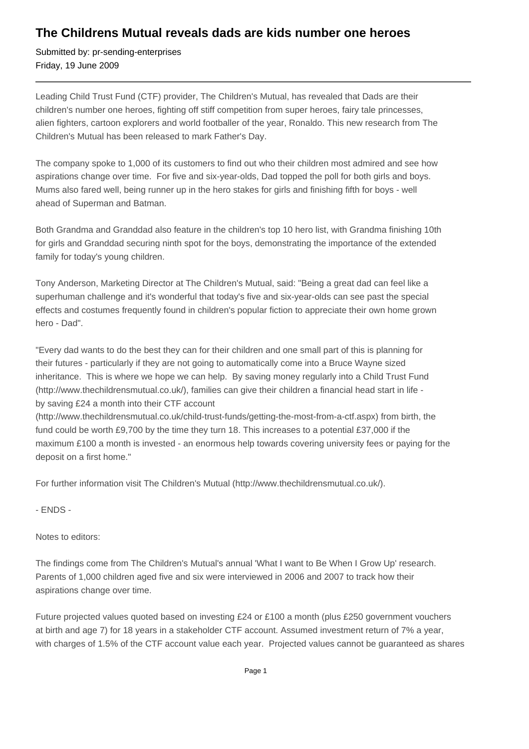# The Childrens Mutual reveals dads are kids number one heroes

Submitted by: pr-sending-enterprises
Friday, 19 June 2009

---

Leading Child Trust Fund (CTF) provider, The Children's Mutual, has revealed that Dads are their children's number one heroes, fighting off stiff competition from super heroes, fairy tale princesses, alien fighters, cartoon explorers and world footballer of the year, Ronaldo. This new research from The Children's Mutual has been released to mark Father's Day.

The company spoke to 1,000 of its customers to find out who their children most admired and see how aspirations change over time. For five and six-year-olds, Dad topped the poll for both girls and boys. Mums also fared well, being runner up in the hero stakes for girls and finishing fifth for boys - well ahead of Superman and Batman.

Both Grandma and Granddad also feature in the children's top 10 hero list, with Grandma finishing 10th for girls and Granddad securing ninth spot for the boys, demonstrating the importance of the extended family for today's young children.

Tony Anderson, Marketing Director at The Children's Mutual, said: "Being a great dad can feel like a superhuman challenge and it's wonderful that today's five and six-year-olds can see past the special effects and costumes frequently found in children's popular fiction to appreciate their own home grown hero - Dad".

"Every dad wants to do the best they can for their children and one small part of this is planning for their futures - particularly if they are not going to automatically come into a Bruce Wayne sized inheritance. This is where we hope we can help. By saving money regularly into a Child Trust Fund (http://www.thechildrensmutual.co.uk/), families can give their children a financial head start in life - by saving £24 a month into their CTF account (http://www.thechildrensmutual.co.uk/child-trust-funds/getting-the-most-from-a-ctf.aspx) from birth, the fund could be worth £9,700 by the time they turn 18. This increases to a potential £37,000 if the maximum £100 a month is invested - an enormous help towards covering university fees or paying for the deposit on a first home."

For further information visit The Children's Mutual (http://www.thechildrensmutual.co.uk/).

- ENDS -

Notes to editors:

The findings come from The Children's Mutual's annual 'What I want to Be When I Grow Up' research. Parents of 1,000 children aged five and six were interviewed in 2006 and 2007 to track how their aspirations change over time.

Future projected values quoted based on investing £24 or £100 a month (plus £250 government vouchers at birth and age 7) for 18 years in a stakeholder CTF account. Assumed investment return of 7% a year, with charges of 1.5% of the CTF account value each year. Projected values cannot be guaranteed as shares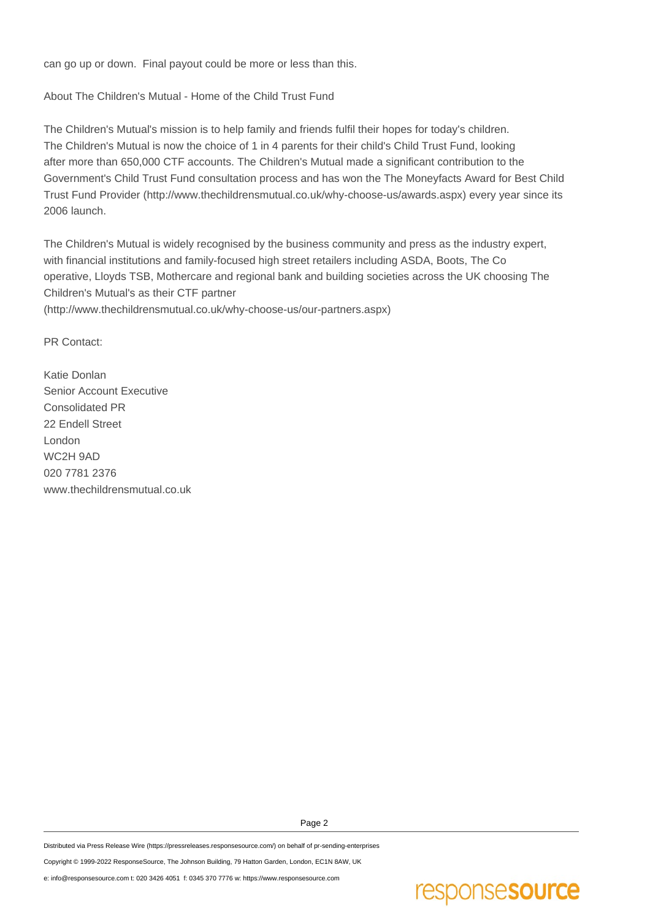can go up or down. Final payout could be more or less than this.

About The Children's Mutual - Home of the Child Trust Fund

The Children's Mutual's mission is to help family and friends fulfil their hopes for today's children. The Children's Mutual is now the choice of 1 in 4 parents for their child's Child Trust Fund, looking after more than 650,000 CTF accounts. The Children's Mutual made a significant contribution to the Government's Child Trust Fund consultation process and has won the The Moneyfacts Award for Best Child Trust Fund Provider (http://www.thechildrensmutual.co.uk/why-choose-us/awards.aspx) every year since its 2006 launch.

The Children's Mutual is widely recognised by the business community and press as the industry expert, with financial institutions and family-focused high street retailers including ASDA, Boots, The Co operative, Lloyds TSB, Mothercare and regional bank and building societies across the UK choosing The Children's Mutual's as their CTF partner (http://www.thechildrensmutual.co.uk/why-choose-us/our-partners.aspx)

PR Contact:

Katie Donlan
Senior Account Executive
Consolidated PR
22 Endell Street
London
WC2H 9AD
020 7781 2376
www.thechildrensmutual.co.uk

Distributed via Press Release Wire (https://pressreleases.responsesource.com/) on behalf of pr-sending-enterprises

Copyright © 1999-2022 ResponseSource, The Johnson Building, 79 Hatton Garden, London, EC1N 8AW, UK

e: info@responsesource.com t: 020 3426 4051 f: 0345 370 7776 w: https://www.responsesource.com